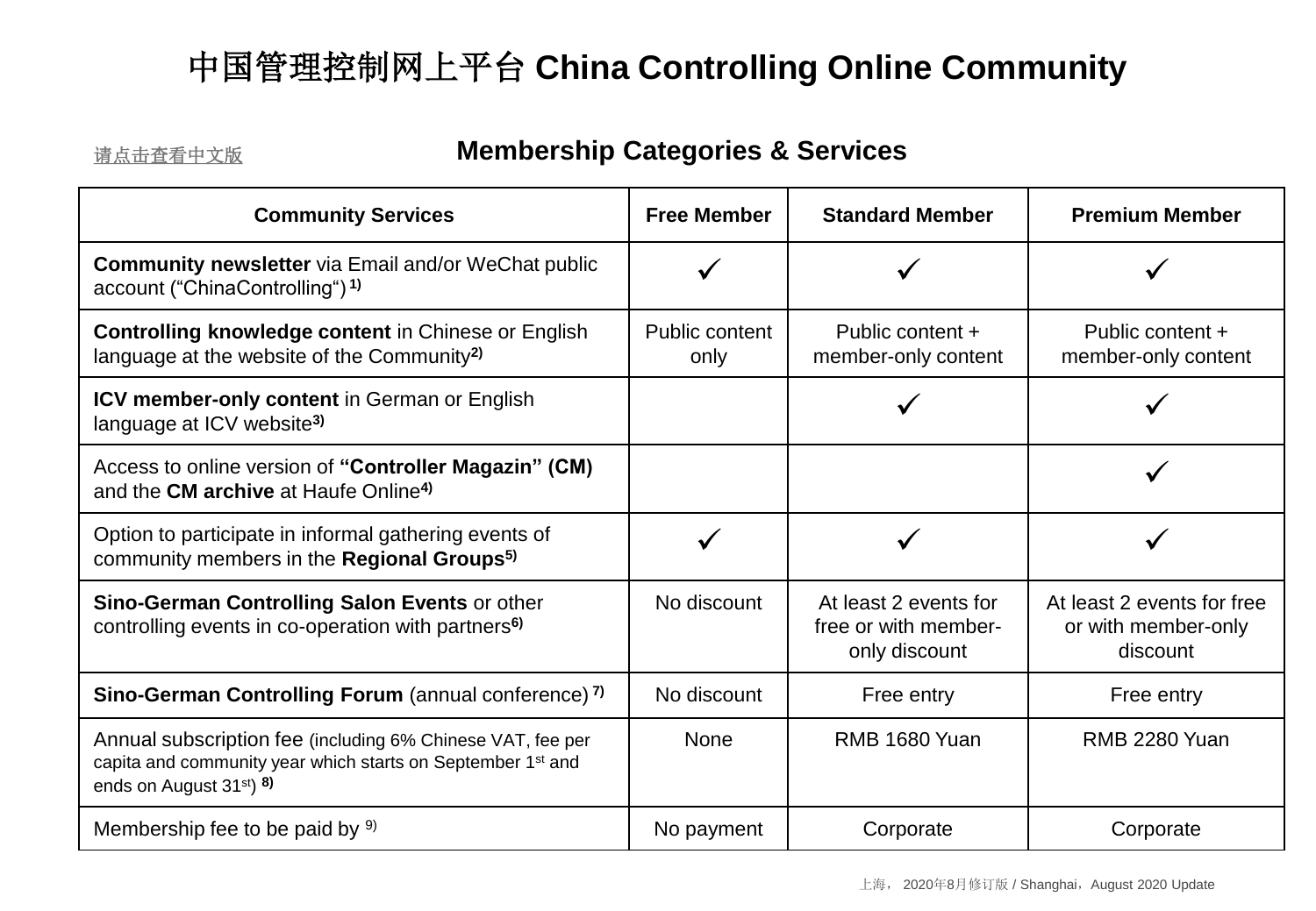# 中国管理控制网上平台 China Controlling Online Community

请点击查看中文版

## Membership Categories & Services

| Community Services | Free Member | Standard Member | Premium Member |
|---|---|---|---|
| **Community newsletter** via Email and/or WeChat public account (“ChinaControlling“) **1)** | ✓ | ✓ | ✓ |
| **Controlling knowledge content** in Chinese or English language at the website of the Community**2)** | Public content only | Public content + member-only content | Public content + member-only content |
| **ICV member-only content** in German or English language at ICV website**3)** | | ✓ | ✓ |
| Access to online version of **“Controller Magazin” (CM)** and the **CM archive** at Haufe Online**4)** | | | ✓ |
| Option to participate in informal gathering events of community members in the **Regional Groups5)** | ✓ | ✓ | ✓ |
| **Sino-German Controlling Salon Events** or other controlling events in co-operation with partners**6)** | No discount | At least 2 events for free or with member-only discount | At least 2 events for free or with member-only discount |
| **Sino-German Controlling Forum** (annual conference) **7)** | No discount | Free entry | Free entry |
| Annual subscription fee (including 6% Chinese VAT, fee per capita and community year which starts on September 1st and ends on August 31st) **8)** | None | RMB 1680 Yuan | RMB 2280 Yuan |
| Membership fee to be paid by 9) | No payment | Corporate | Corporate |

上海， 2020年8月修订版 / Shanghai，August 2020 Update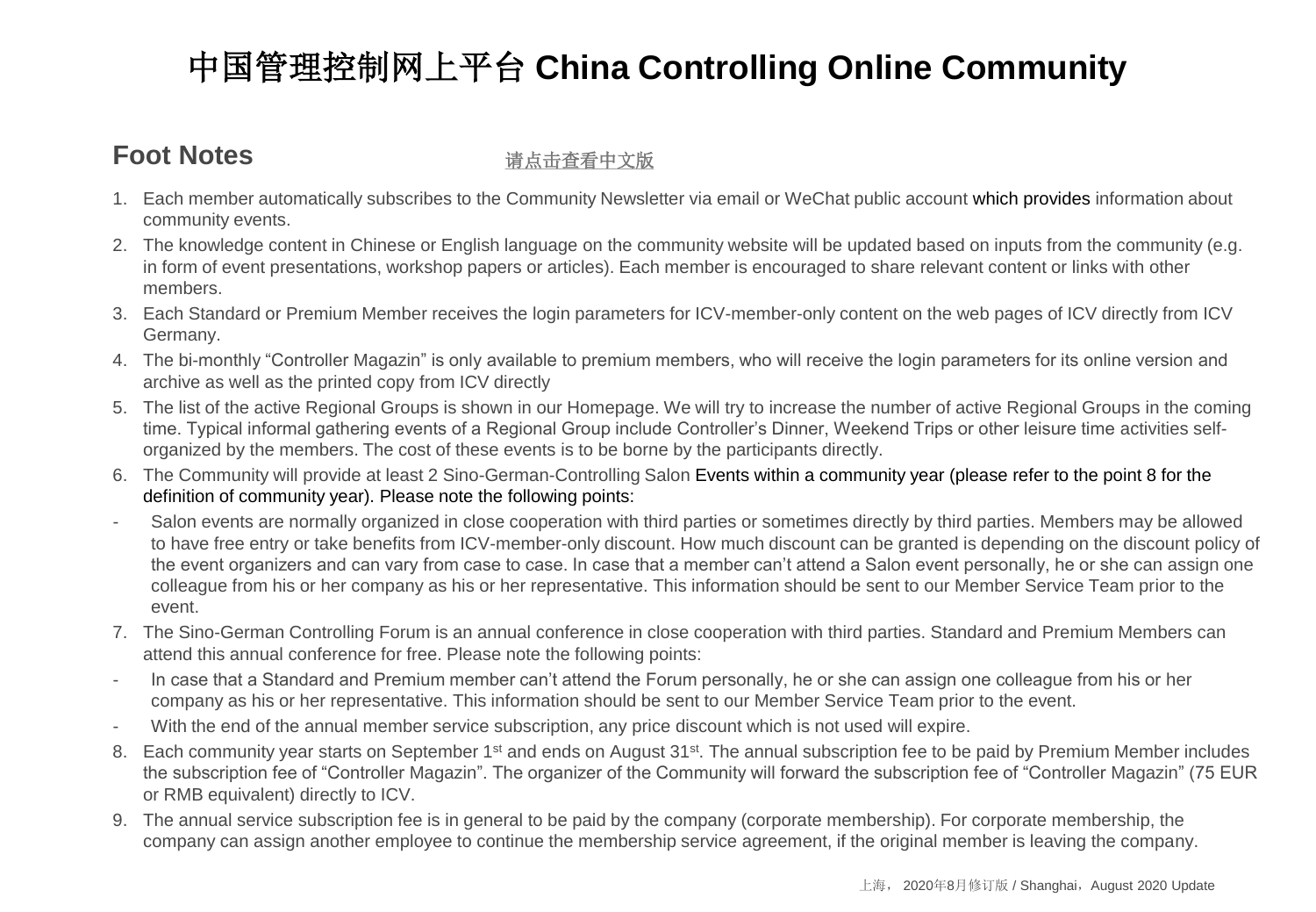# 中国管理控制网上平台 China Controlling Online Community

## Foot Notes

请点击查看中文版

1. Each member automatically subscribes to the Community Newsletter via email or WeChat public account which provides information about community events.
2. The knowledge content in Chinese or English language on the community website will be updated based on inputs from the community (e.g. in form of event presentations, workshop papers or articles). Each member is encouraged to share relevant content or links with other members.
3. Each Standard or Premium Member receives the login parameters for ICV-member-only content on the web pages of ICV directly from ICV Germany.
4. The bi-monthly “Controller Magazin” is only available to premium members, who will receive the login parameters for its online version and archive as well as the printed copy from ICV directly
5. The list of the active Regional Groups is shown in our Homepage. We will try to increase the number of active Regional Groups in the coming time. Typical informal gathering events of a Regional Group include Controller’s Dinner, Weekend Trips or other leisure time activities self-organized by the members. The cost of these events is to be borne by the participants directly.
6. The Community will provide at least 2 Sino-German-Controlling Salon Events within a community year (please refer to the point 8 for the definition of community year). Please note the following points:

- Salon events are normally organized in close cooperation with third parties or sometimes directly by third parties. Members may be allowed to have free entry or take benefits from ICV-member-only discount. How much discount can be granted is depending on the discount policy of the event organizers and can vary from case to case. In case that a member can’t attend a Salon event personally, he or she can assign one colleague from his or her company as his or her representative. This information should be sent to our Member Service Team prior to the event.

7. The Sino-German Controlling Forum is an annual conference in close cooperation with third parties. Standard and Premium Members can attend this annual conference for free. Please note the following points:

- In case that a Standard and Premium member can’t attend the Forum personally, he or she can assign one colleague from his or her company as his or her representative. This information should be sent to our Member Service Team prior to the event.
- With the end of the annual member service subscription, any price discount which is not used will expire.

8. Each community year starts on September 1st and ends on August 31st. The annual subscription fee to be paid by Premium Member includes the subscription fee of “Controller Magazin”. The organizer of the Community will forward the subscription fee of “Controller Magazin” (75 EUR or RMB equivalent) directly to ICV.
9. The annual service subscription fee is in general to be paid by the company (corporate membership). For corporate membership, the company can assign another employee to continue the membership service agreement, if the original member is leaving the company.

上海， 2020年8月修订版 / Shanghai，August 2020 Update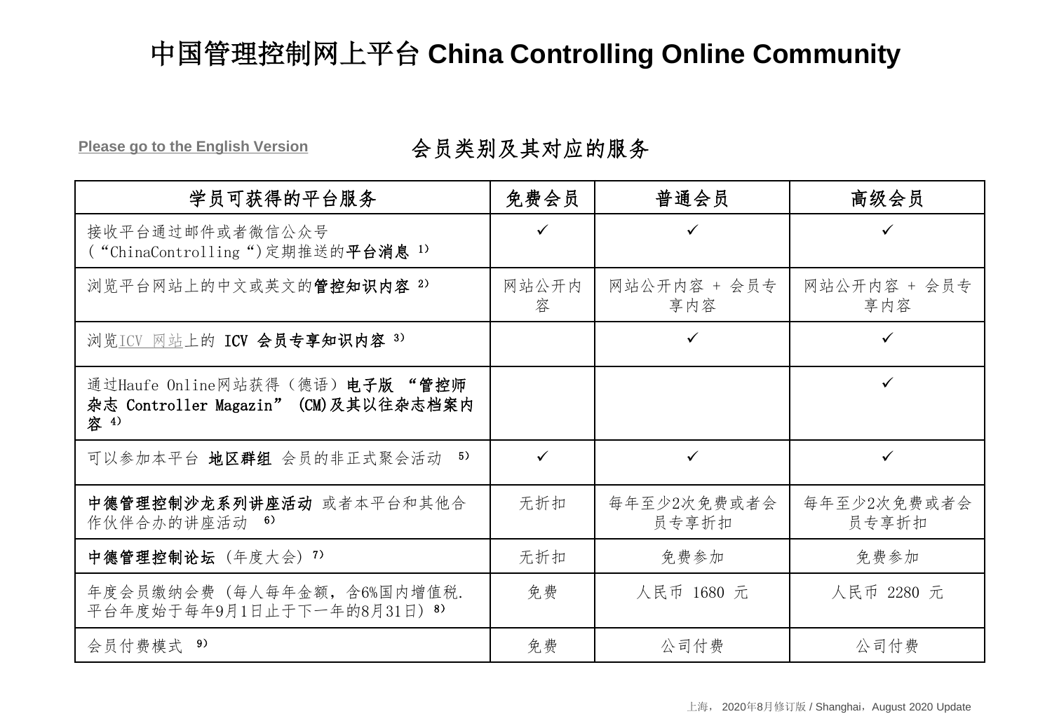# 中国管理控制网上平台 China Controlling Online Community

Please go to the English Version

## 会员类别及其对应的服务

| 学员可获得的平台服务 | 免费会员 | 普通会员 | 高级会员 |
|---|---|---|---|
| 接收平台通过邮件或者微信公众号(“ChinaControlling“)定期推送的**平台消息** 1) | ✓ | ✓ | ✓ |
| 浏览平台网站上的中文或英文的**管控知识内容** 2) | 网站公开内容 | 网站公开内容 + 会员专享内容 | 网站公开内容 + 会员专享内容 |
| 浏览ICV 网站上的 **ICV 会员专享知识内容** 3) | | ✓ | ✓ |
| 通过Haufe Online网站获得（德语）**电子版 “管控师杂志 Controller Magazin” (CM)及其以往杂志档案内容** 4) | | | ✓ |
| 可以参加本平台 **地区群组** 会员的非正式聚会活动 5) | ✓ | ✓ | ✓ |
| **中德管理控制沙龙系列讲座活动** 或者本平台和其他合作伙伴合办的讲座活动 6) | 无折扣 | 每年至少2次免费或者会员专享折扣 | 每年至少2次免费或者会员专享折扣 |
| **中德管理控制论坛** (年度大会) 7) | 无折扣 | 免费参加 | 免费参加 |
| 年度会员缴纳会费 (每人每年金额，含6%国内增值税. 平台年度始于每年9月1日止于下一年的8月31日) 8) | 免费 | 人民币 1680 元 | 人民币 2280 元 |
| 会员付费模式 9) | 免费 | 公司付费 | 公司付费 |

上海， 2020年8月修订版 / Shanghai，August 2020 Update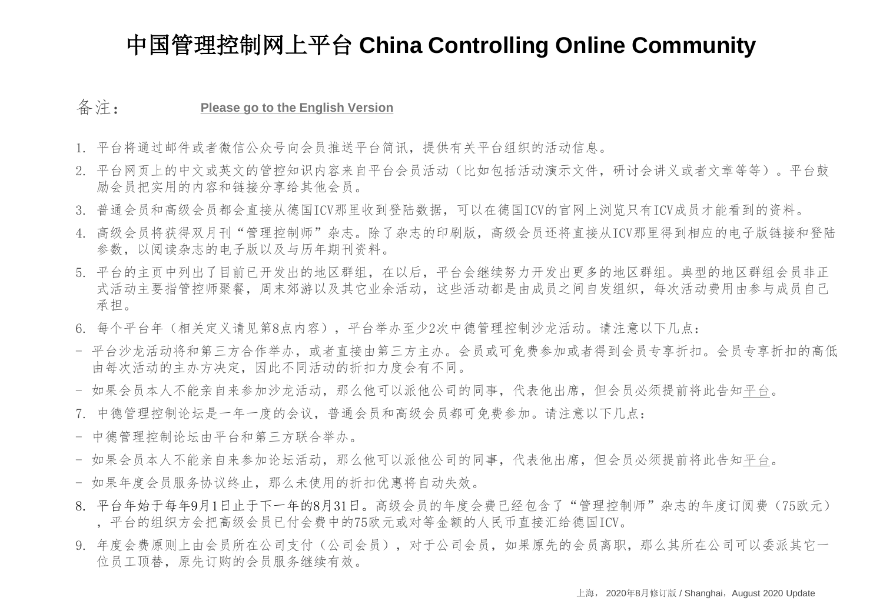# 中国管理控制网上平台 China Controlling Online Community

备注： **Please go to the English Version**

1. 平台将通过邮件或者微信公众号向会员推送平台简讯，提供有关平台组织的活动信息。
2. 平台网页上的中文或英文的管控知识内容来自平台会员活动（比如包括活动演示文件，研讨会讲义或者文章等等）。平台鼓励会员把实用的内容和链接分享给其他会员。
3. 普通会员和高级会员都会直接从德国ICV那里收到登陆数据，可以在德国ICV的官网上浏览只有ICV成员才能看到的资料。
4. 高级会员将获得双月刊“管理控制师”杂志。除了杂志的印刷版，高级会员还将直接从ICV那里得到相应的电子版链接和登陆参数，以阅读杂志的电子版以及与历年期刊资料。
5. 平台的主页中列出了目前已开发出的地区群组，在以后，平台会继续努力开发出更多的地区群组。典型的地区群组会员非正式活动主要指管控师聚餐，周末郊游以及其它业余活动，这些活动都是由成员之间自发组织，每次活动费用由参与成员自己承担。
6. 每个平台年（相关定义请见第8点内容），平台举办至少2次中德管理控制沙龙活动。请注意以下几点：

- 平台沙龙活动将和第三方合作举办，或者直接由第三方主办。会员或可免费参加或者得到会员专享折扣。会员专享折扣的高低由每次活动的主办方决定，因此不同活动的折扣力度会有不同。
- 如果会员本人不能亲自来参加沙龙活动，那么他可以派他公司的同事，代表他出席，但会员必须提前将此告知平台。

7. 中德管理控制论坛是一年一度的会议，普通会员和高级会员都可免费参加。请注意以下几点：

- 中德管理控制论坛由平台和第三方联合举办。
- 如果会员本人不能亲自来参加论坛活动，那么他可以派他公司的同事，代表他出席，但会员必须提前将此告知平台。
- 如果年度会员服务协议终止，那么未使用的折扣优惠将自动失效。

8. 平台年始于每年9月1日止于下一年的8月31日。高级会员的年度会费已经包含了“管理控制师”杂志的年度订阅费（75欧元），平台的组织方会把高级会员已付会费中的75欧元或对等金额的人民币直接汇给德国ICV。
9. 年度会费原则上由会员所在公司支付（公司会员），对于公司会员，如果原先的会员离职，那么其所在公司可以委派其它一位员工顶替，原先订购的会员服务继续有效。

上海， 2020年8月修订版 / Shanghai，August 2020 Update